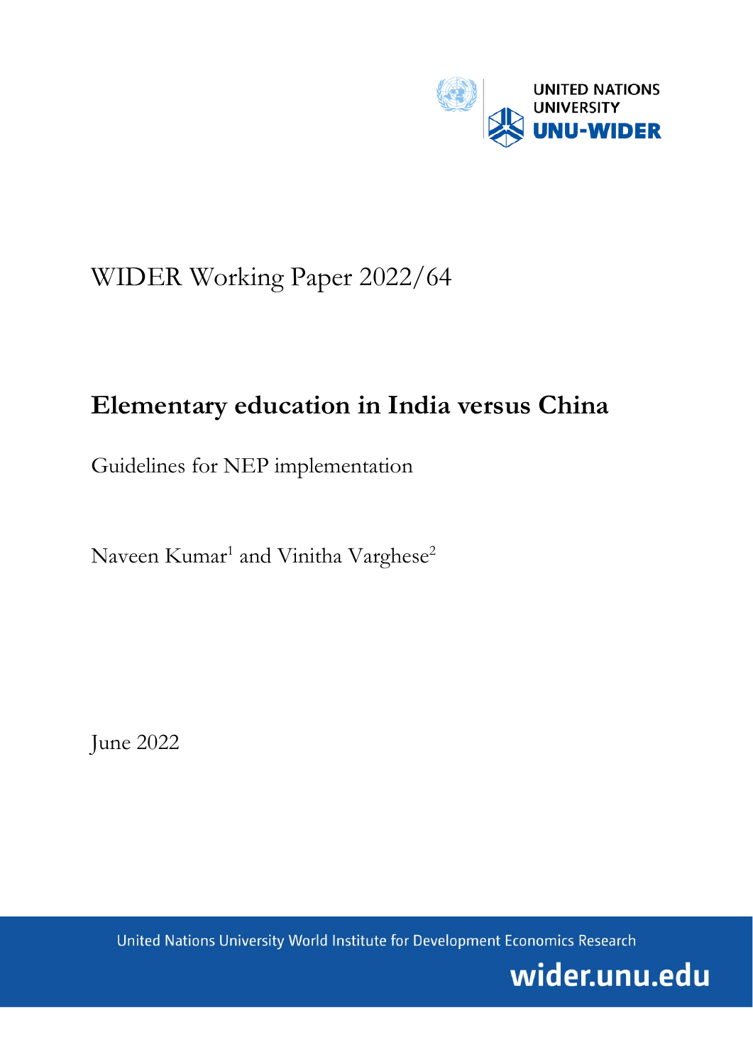UNITED NATIONS UNIVERSITY
UNU-WIDER

WIDER Working Paper 2022/64

# Elementary education in India versus China

Guidelines for NEP implementation

Naveen Kumar[1] and Vinitha Varghese[2]

June 2022

United Nations University World Institute for Development Economics Research

wider.unu.edu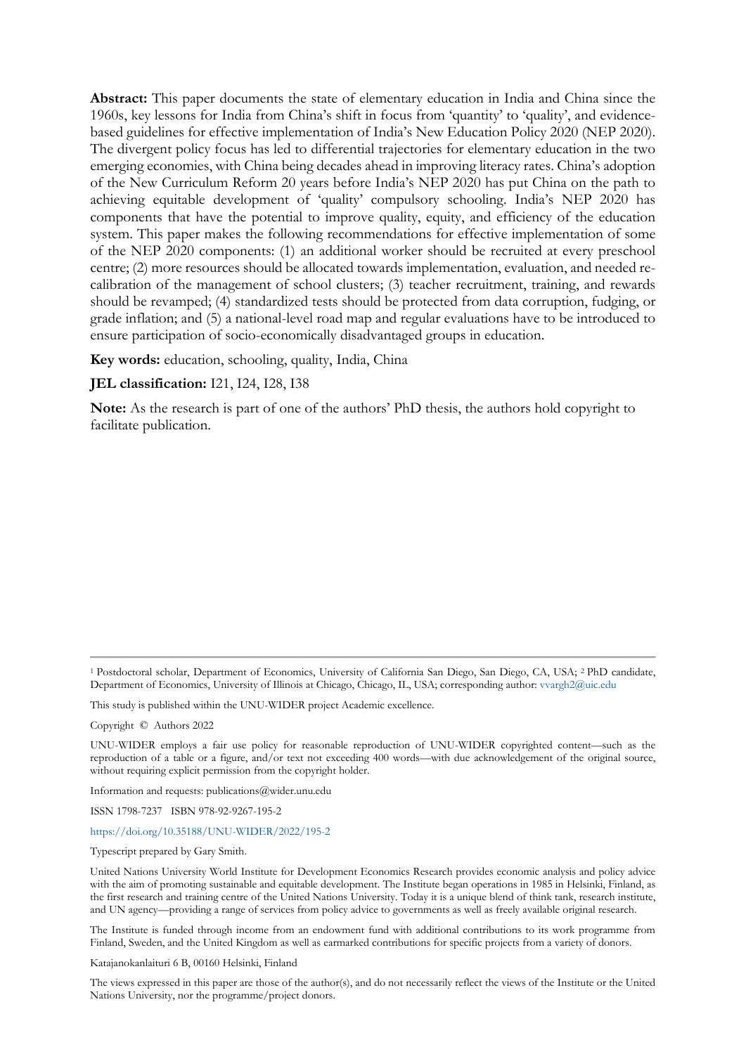**Abstract:** This paper documents the state of elementary education in India and China since the 1960s, key lessons for India from China's shift in focus from 'quantity' to 'quality', and evidence-based guidelines for effective implementation of India's New Education Policy 2020 (NEP 2020). The divergent policy focus has led to differential trajectories for elementary education in the two emerging economies, with China being decades ahead in improving literacy rates. China's adoption of the New Curriculum Reform 20 years before India's NEP 2020 has put China on the path to achieving equitable development of 'quality' compulsory schooling. India's NEP 2020 has components that have the potential to improve quality, equity, and efficiency of the education system. This paper makes the following recommendations for effective implementation of some of the NEP 2020 components: (1) an additional worker should be recruited at every preschool centre; (2) more resources should be allocated towards implementation, evaluation, and needed re-calibration of the management of school clusters; (3) teacher recruitment, training, and rewards should be revamped; (4) standardized tests should be protected from data corruption, fudging, or grade inflation; and (5) a national-level road map and regular evaluations have to be introduced to ensure participation of socio-economically disadvantaged groups in education.

**Key words:** education, schooling, quality, India, China

**JEL classification:** I21, I24, I28, I38

**Note:** As the research is part of one of the authors' PhD thesis, the authors hold copyright to facilitate publication.

---

[1] Postdoctoral scholar, Department of Economics, University of California San Diego, San Diego, CA, USA; [2] PhD candidate, Department of Economics, University of Illinois at Chicago, Chicago, IL, USA; corresponding author: vvargh2@uic.edu

This study is published within the UNU-WIDER project Academic excellence.

Copyright © Authors 2022

UNU-WIDER employs a fair use policy for reasonable reproduction of UNU-WIDER copyrighted content—such as the reproduction of a table or a figure, and/or text not exceeding 400 words—with due acknowledgement of the original source, without requiring explicit permission from the copyright holder.

Information and requests: publications@wider.unu.edu

ISSN 1798-7237 ISBN 978-92-9267-195-2

https://doi.org/10.35188/UNU-WIDER/2022/195-2

Typescript prepared by Gary Smith.

United Nations University World Institute for Development Economics Research provides economic analysis and policy advice with the aim of promoting sustainable and equitable development. The Institute began operations in 1985 in Helsinki, Finland, as the first research and training centre of the United Nations University. Today it is a unique blend of think tank, research institute, and UN agency—providing a range of services from policy advice to governments as well as freely available original research.

The Institute is funded through income from an endowment fund with additional contributions to its work programme from Finland, Sweden, and the United Kingdom as well as earmarked contributions for specific projects from a variety of donors.

Katajanokanlaituri 6 B, 00160 Helsinki, Finland

The views expressed in this paper are those of the author(s), and do not necessarily reflect the views of the Institute or the United Nations University, nor the programme/project donors.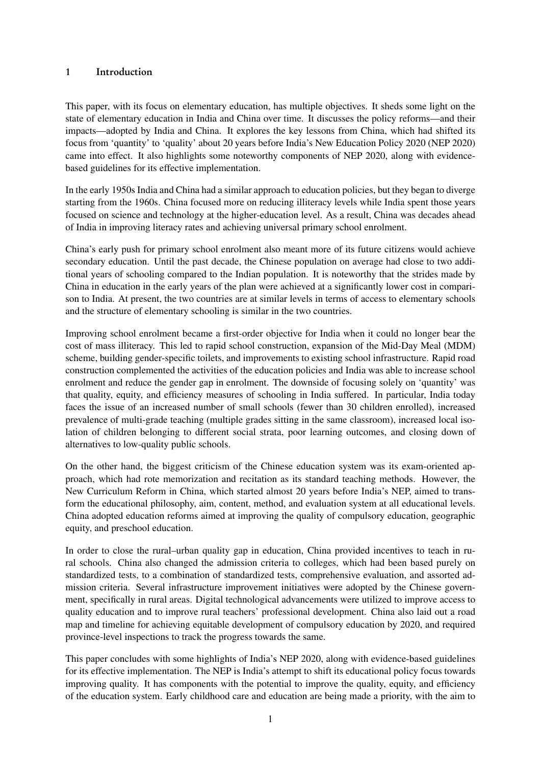## 1 Introduction

This paper, with its focus on elementary education, has multiple objectives. It sheds some light on the state of elementary education in India and China over time. It discusses the policy reforms—and their impacts—adopted by India and China. It explores the key lessons from China, which had shifted its focus from 'quantity' to 'quality' about 20 years before India's New Education Policy 2020 (NEP 2020) came into effect. It also highlights some noteworthy components of NEP 2020, along with evidence-based guidelines for its effective implementation.

In the early 1950s India and China had a similar approach to education policies, but they began to diverge starting from the 1960s. China focused more on reducing illiteracy levels while India spent those years focused on science and technology at the higher-education level. As a result, China was decades ahead of India in improving literacy rates and achieving universal primary school enrolment.

China's early push for primary school enrolment also meant more of its future citizens would achieve secondary education. Until the past decade, the Chinese population on average had close to two additional years of schooling compared to the Indian population. It is noteworthy that the strides made by China in education in the early years of the plan were achieved at a significantly lower cost in comparison to India. At present, the two countries are at similar levels in terms of access to elementary schools and the structure of elementary schooling is similar in the two countries.

Improving school enrolment became a first-order objective for India when it could no longer bear the cost of mass illiteracy. This led to rapid school construction, expansion of the Mid-Day Meal (MDM) scheme, building gender-specific toilets, and improvements to existing school infrastructure. Rapid road construction complemented the activities of the education policies and India was able to increase school enrolment and reduce the gender gap in enrolment. The downside of focusing solely on 'quantity' was that quality, equity, and efficiency measures of schooling in India suffered. In particular, India today faces the issue of an increased number of small schools (fewer than 30 children enrolled), increased prevalence of multi-grade teaching (multiple grades sitting in the same classroom), increased local isolation of children belonging to different social strata, poor learning outcomes, and closing down of alternatives to low-quality public schools.

On the other hand, the biggest criticism of the Chinese education system was its exam-oriented approach, which had rote memorization and recitation as its standard teaching methods. However, the New Curriculum Reform in China, which started almost 20 years before India's NEP, aimed to transform the educational philosophy, aim, content, method, and evaluation system at all educational levels. China adopted education reforms aimed at improving the quality of compulsory education, geographic equity, and preschool education.

In order to close the rural–urban quality gap in education, China provided incentives to teach in rural schools. China also changed the admission criteria to colleges, which had been based purely on standardized tests, to a combination of standardized tests, comprehensive evaluation, and assorted admission criteria. Several infrastructure improvement initiatives were adopted by the Chinese government, specifically in rural areas. Digital technological advancements were utilized to improve access to quality education and to improve rural teachers' professional development. China also laid out a road map and timeline for achieving equitable development of compulsory education by 2020, and required province-level inspections to track the progress towards the same.

This paper concludes with some highlights of India's NEP 2020, along with evidence-based guidelines for its effective implementation. The NEP is India's attempt to shift its educational policy focus towards improving quality. It has components with the potential to improve the quality, equity, and efficiency of the education system. Early childhood care and education are being made a priority, with the aim to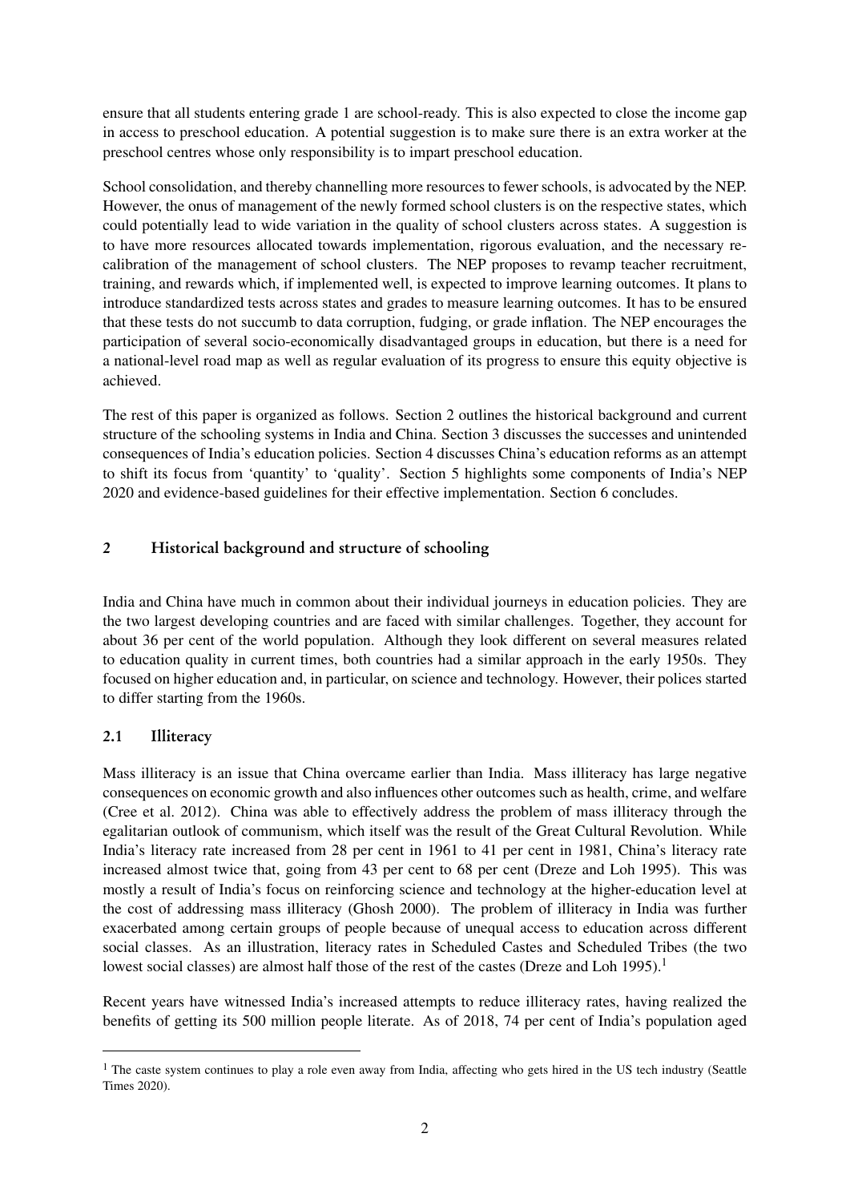ensure that all students entering grade 1 are school-ready. This is also expected to close the income gap in access to preschool education. A potential suggestion is to make sure there is an extra worker at the preschool centres whose only responsibility is to impart preschool education.

School consolidation, and thereby channelling more resources to fewer schools, is advocated by the NEP. However, the onus of management of the newly formed school clusters is on the respective states, which could potentially lead to wide variation in the quality of school clusters across states. A suggestion is to have more resources allocated towards implementation, rigorous evaluation, and the necessary re-calibration of the management of school clusters. The NEP proposes to revamp teacher recruitment, training, and rewards which, if implemented well, is expected to improve learning outcomes. It plans to introduce standardized tests across states and grades to measure learning outcomes. It has to be ensured that these tests do not succumb to data corruption, fudging, or grade inflation. The NEP encourages the participation of several socio-economically disadvantaged groups in education, but there is a need for a national-level road map as well as regular evaluation of its progress to ensure this equity objective is achieved.

The rest of this paper is organized as follows. Section 2 outlines the historical background and current structure of the schooling systems in India and China. Section 3 discusses the successes and unintended consequences of India's education policies. Section 4 discusses China's education reforms as an attempt to shift its focus from 'quantity' to 'quality'. Section 5 highlights some components of India's NEP 2020 and evidence-based guidelines for their effective implementation. Section 6 concludes.

## 2 Historical background and structure of schooling

India and China have much in common about their individual journeys in education policies. They are the two largest developing countries and are faced with similar challenges. Together, they account for about 36 per cent of the world population. Although they look different on several measures related to education quality in current times, both countries had a similar approach in the early 1950s. They focused on higher education and, in particular, on science and technology. However, their polices started to differ starting from the 1960s.

### 2.1 Illiteracy

Mass illiteracy is an issue that China overcame earlier than India. Mass illiteracy has large negative consequences on economic growth and also influences other outcomes such as health, crime, and welfare (Cree et al. 2012). China was able to effectively address the problem of mass illiteracy through the egalitarian outlook of communism, which itself was the result of the Great Cultural Revolution. While India's literacy rate increased from 28 per cent in 1961 to 41 per cent in 1981, China's literacy rate increased almost twice that, going from 43 per cent to 68 per cent (Dreze and Loh 1995). This was mostly a result of India's focus on reinforcing science and technology at the higher-education level at the cost of addressing mass illiteracy (Ghosh 2000). The problem of illiteracy in India was further exacerbated among certain groups of people because of unequal access to education across different social classes. As an illustration, literacy rates in Scheduled Castes and Scheduled Tribes (the two lowest social classes) are almost half those of the rest of the castes (Dreze and Loh 1995).[1]

Recent years have witnessed India's increased attempts to reduce illiteracy rates, having realized the benefits of getting its 500 million people literate. As of 2018, 74 per cent of India's population aged

[1] The caste system continues to play a role even away from India, affecting who gets hired in the US tech industry (Seattle Times 2020).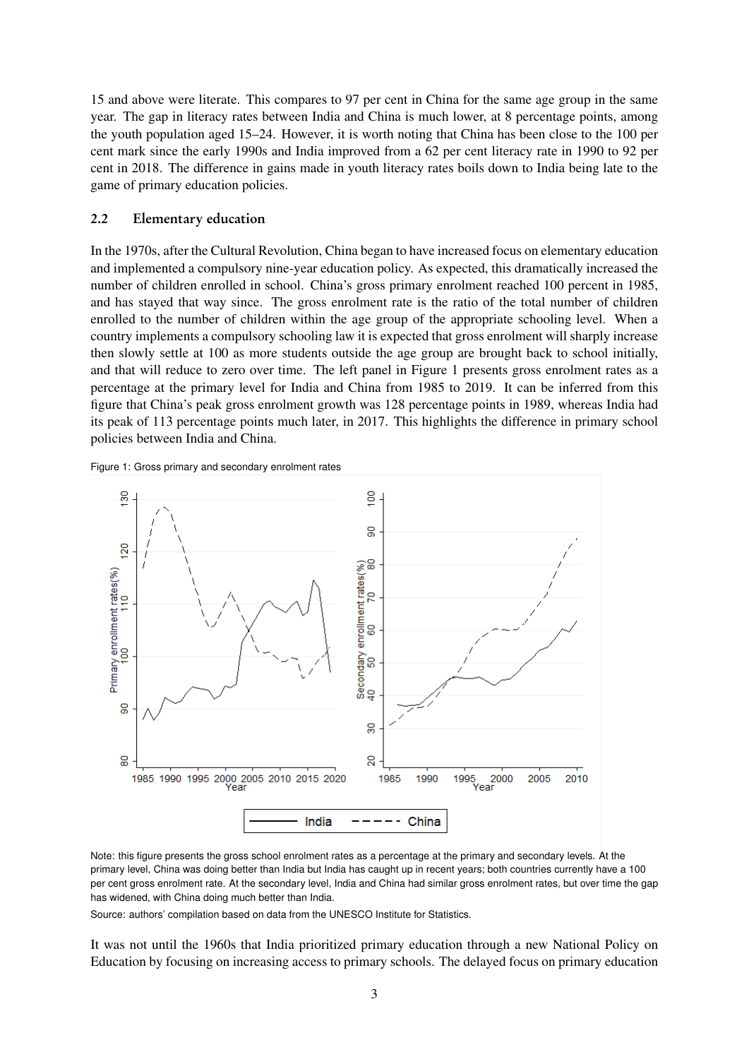15 and above were literate. This compares to 97 per cent in China for the same age group in the same year. The gap in literacy rates between India and China is much lower, at 8 percentage points, among the youth population aged 15–24. However, it is worth noting that China has been close to the 100 per cent mark since the early 1990s and India improved from a 62 per cent literacy rate in 1990 to 92 per cent in 2018. The difference in gains made in youth literacy rates boils down to India being late to the game of primary education policies.

### 2.2 Elementary education

In the 1970s, after the Cultural Revolution, China began to have increased focus on elementary education and implemented a compulsory nine-year education policy. As expected, this dramatically increased the number of children enrolled in school. China's gross primary enrolment reached 100 percent in 1985, and has stayed that way since. The gross enrolment rate is the ratio of the total number of children enrolled to the number of children within the age group of the appropriate schooling level. When a country implements a compulsory schooling law it is expected that gross enrolment will sharply increase then slowly settle at 100 as more students outside the age group are brought back to school initially, and that will reduce to zero over time. The left panel in Figure 1 presents gross enrolment rates as a percentage at the primary level for India and China from 1985 to 2019. It can be inferred from this figure that China's peak gross enrolment growth was 128 percentage points in 1989, whereas India had its peak of 113 percentage points much later, in 2017. This highlights the difference in primary school policies between India and China.

Figure 1: Gross primary and secondary enrolment rates

Note: this figure presents the gross school enrolment rates as a percentage at the primary and secondary levels. At the primary level, China was doing better than India but India has caught up in recent years; both countries currently have a 100 per cent gross enrolment rate. At the secondary level, India and China had similar gross enrolment rates, but over time the gap has widened, with China doing much better than India.

Source: authors' compilation based on data from the UNESCO Institute for Statistics.

It was not until the 1960s that India prioritized primary education through a new National Policy on Education by focusing on increasing access to primary schools. The delayed focus on primary education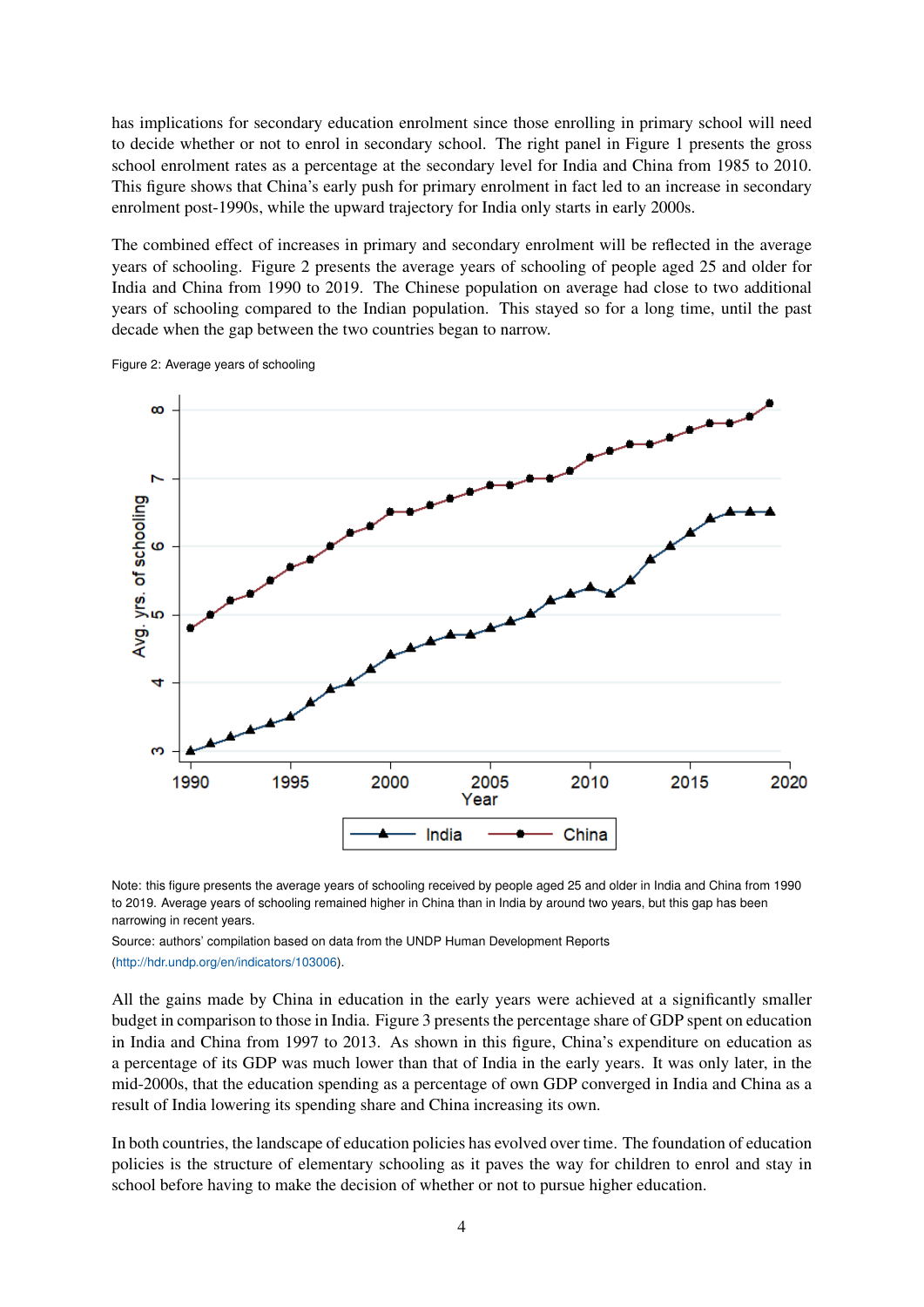has implications for secondary education enrolment since those enrolling in primary school will need to decide whether or not to enrol in secondary school. The right panel in Figure 1 presents the gross school enrolment rates as a percentage at the secondary level for India and China from 1985 to 2010. This figure shows that China's early push for primary enrolment in fact led to an increase in secondary enrolment post-1990s, while the upward trajectory for India only starts in early 2000s.

The combined effect of increases in primary and secondary enrolment will be reflected in the average years of schooling. Figure 2 presents the average years of schooling of people aged 25 and older for India and China from 1990 to 2019. The Chinese population on average had close to two additional years of schooling compared to the Indian population. This stayed so for a long time, until the past decade when the gap between the two countries began to narrow.

Figure 2: Average years of schooling

Note: this figure presents the average years of schooling received by people aged 25 and older in India and China from 1990 to 2019. Average years of schooling remained higher in China than in India by around two years, but this gap has been narrowing in recent years.

Source: authors' compilation based on data from the UNDP Human Development Reports (http://hdr.undp.org/en/indicators/103006).

All the gains made by China in education in the early years were achieved at a significantly smaller budget in comparison to those in India. Figure 3 presents the percentage share of GDP spent on education in India and China from 1997 to 2013. As shown in this figure, China's expenditure on education as a percentage of its GDP was much lower than that of India in the early years. It was only later, in the mid-2000s, that the education spending as a percentage of own GDP converged in India and China as a result of India lowering its spending share and China increasing its own.

In both countries, the landscape of education policies has evolved over time. The foundation of education policies is the structure of elementary schooling as it paves the way for children to enrol and stay in school before having to make the decision of whether or not to pursue higher education.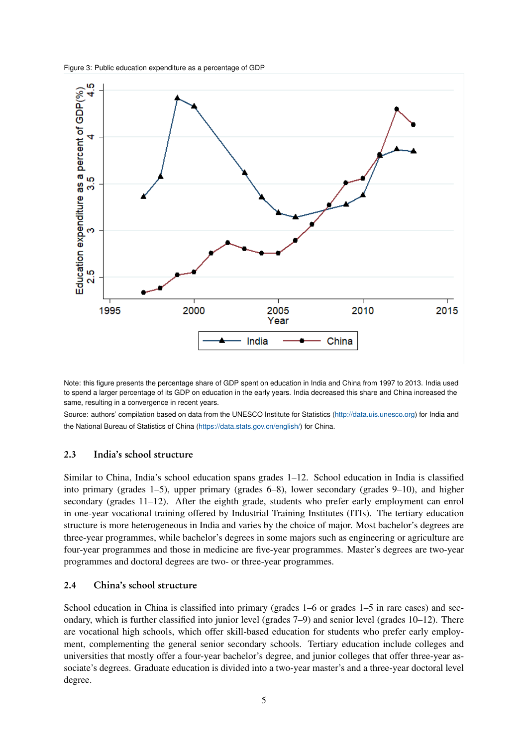Figure 3: Public education expenditure as a percentage of GDP

Note: this figure presents the percentage share of GDP spent on education in India and China from 1997 to 2013. India used to spend a larger percentage of its GDP on education in the early years. India decreased this share and China increased the same, resulting in a convergence in recent years.

Source: authors' compilation based on data from the UNESCO Institute for Statistics (http://data.uis.unesco.org) for India and the National Bureau of Statistics of China (https://data.stats.gov.cn/english/) for China.

### 2.3 India's school structure

Similar to China, India's school education spans grades 1–12. School education in India is classified into primary (grades 1–5), upper primary (grades 6–8), lower secondary (grades 9–10), and higher secondary (grades 11–12). After the eighth grade, students who prefer early employment can enrol in one-year vocational training offered by Industrial Training Institutes (ITIs). The tertiary education structure is more heterogeneous in India and varies by the choice of major. Most bachelor's degrees are three-year programmes, while bachelor's degrees in some majors such as engineering or agriculture are four-year programmes and those in medicine are five-year programmes. Master's degrees are two-year programmes and doctoral degrees are two- or three-year programmes.

### 2.4 China's school structure

School education in China is classified into primary (grades 1–6 or grades 1–5 in rare cases) and secondary, which is further classified into junior level (grades 7–9) and senior level (grades 10–12). There are vocational high schools, which offer skill-based education for students who prefer early employment, complementing the general senior secondary schools. Tertiary education include colleges and universities that mostly offer a four-year bachelor's degree, and junior colleges that offer three-year associate's degrees. Graduate education is divided into a two-year master's and a three-year doctoral level degree.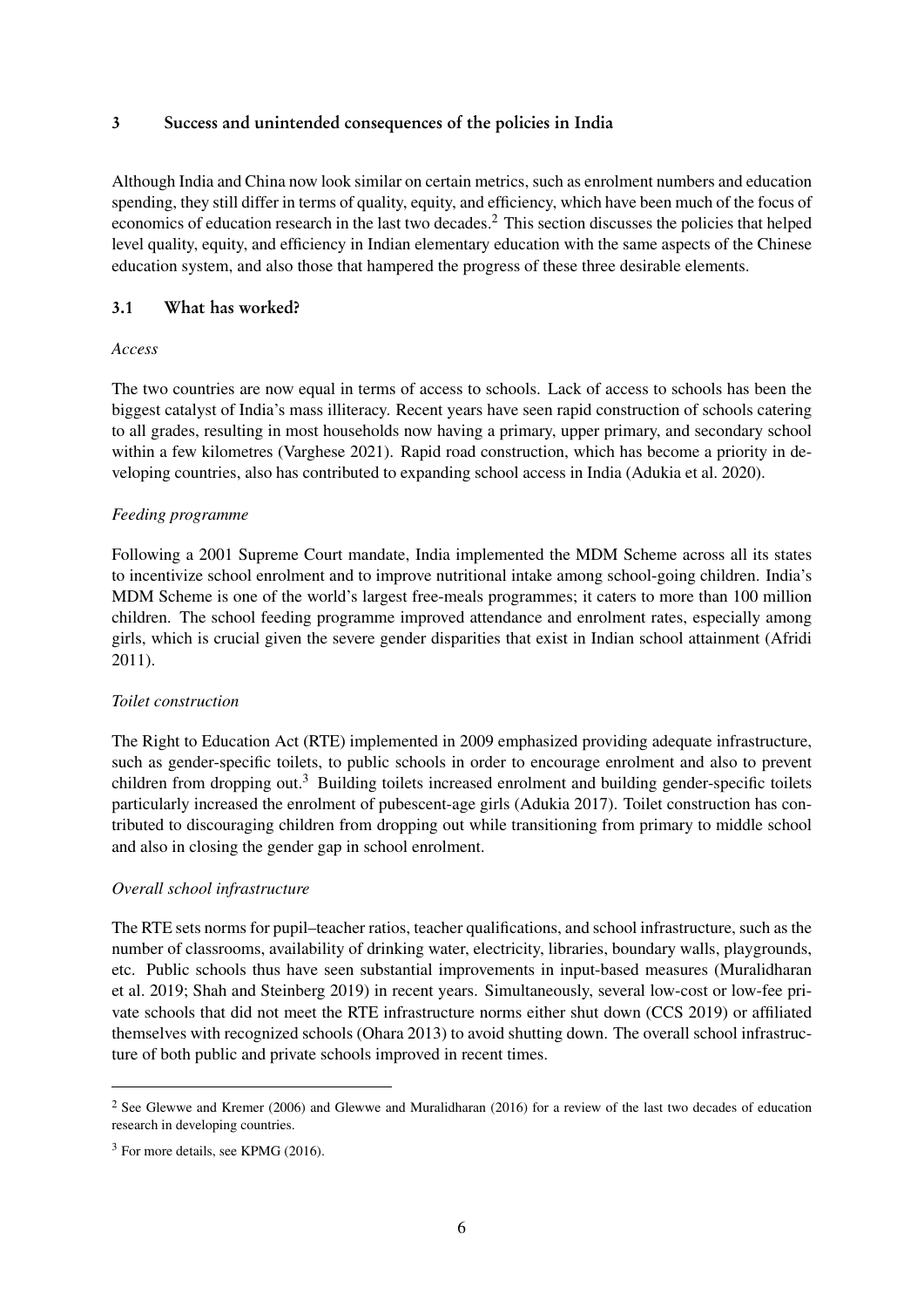## 3 Success and unintended consequences of the policies in India

Although India and China now look similar on certain metrics, such as enrolment numbers and education spending, they still differ in terms of quality, equity, and efficiency, which have been much of the focus of economics of education research in the last two decades.[2] This section discusses the policies that helped level quality, equity, and efficiency in Indian elementary education with the same aspects of the Chinese education system, and also those that hampered the progress of these three desirable elements.

### 3.1 What has worked?

*Access*

The two countries are now equal in terms of access to schools. Lack of access to schools has been the biggest catalyst of India's mass illiteracy. Recent years have seen rapid construction of schools catering to all grades, resulting in most households now having a primary, upper primary, and secondary school within a few kilometres (Varghese 2021). Rapid road construction, which has become a priority in developing countries, also has contributed to expanding school access in India (Adukia et al. 2020).

*Feeding programme*

Following a 2001 Supreme Court mandate, India implemented the MDM Scheme across all its states to incentivize school enrolment and to improve nutritional intake among school-going children. India's MDM Scheme is one of the world's largest free-meals programmes; it caters to more than 100 million children. The school feeding programme improved attendance and enrolment rates, especially among girls, which is crucial given the severe gender disparities that exist in Indian school attainment (Afridi 2011).

*Toilet construction*

The Right to Education Act (RTE) implemented in 2009 emphasized providing adequate infrastructure, such as gender-specific toilets, to public schools in order to encourage enrolment and also to prevent children from dropping out.[3] Building toilets increased enrolment and building gender-specific toilets particularly increased the enrolment of pubescent-age girls (Adukia 2017). Toilet construction has contributed to discouraging children from dropping out while transitioning from primary to middle school and also in closing the gender gap in school enrolment.

*Overall school infrastructure*

The RTE sets norms for pupil–teacher ratios, teacher qualifications, and school infrastructure, such as the number of classrooms, availability of drinking water, electricity, libraries, boundary walls, playgrounds, etc. Public schools thus have seen substantial improvements in input-based measures (Muralidharan et al. 2019; Shah and Steinberg 2019) in recent years. Simultaneously, several low-cost or low-fee private schools that did not meet the RTE infrastructure norms either shut down (CCS 2019) or affiliated themselves with recognized schools (Ohara 2013) to avoid shutting down. The overall school infrastructure of both public and private schools improved in recent times.

---

[2] See Glewwe and Kremer (2006) and Glewwe and Muralidharan (2016) for a review of the last two decades of education research in developing countries.

[3] For more details, see KPMG (2016).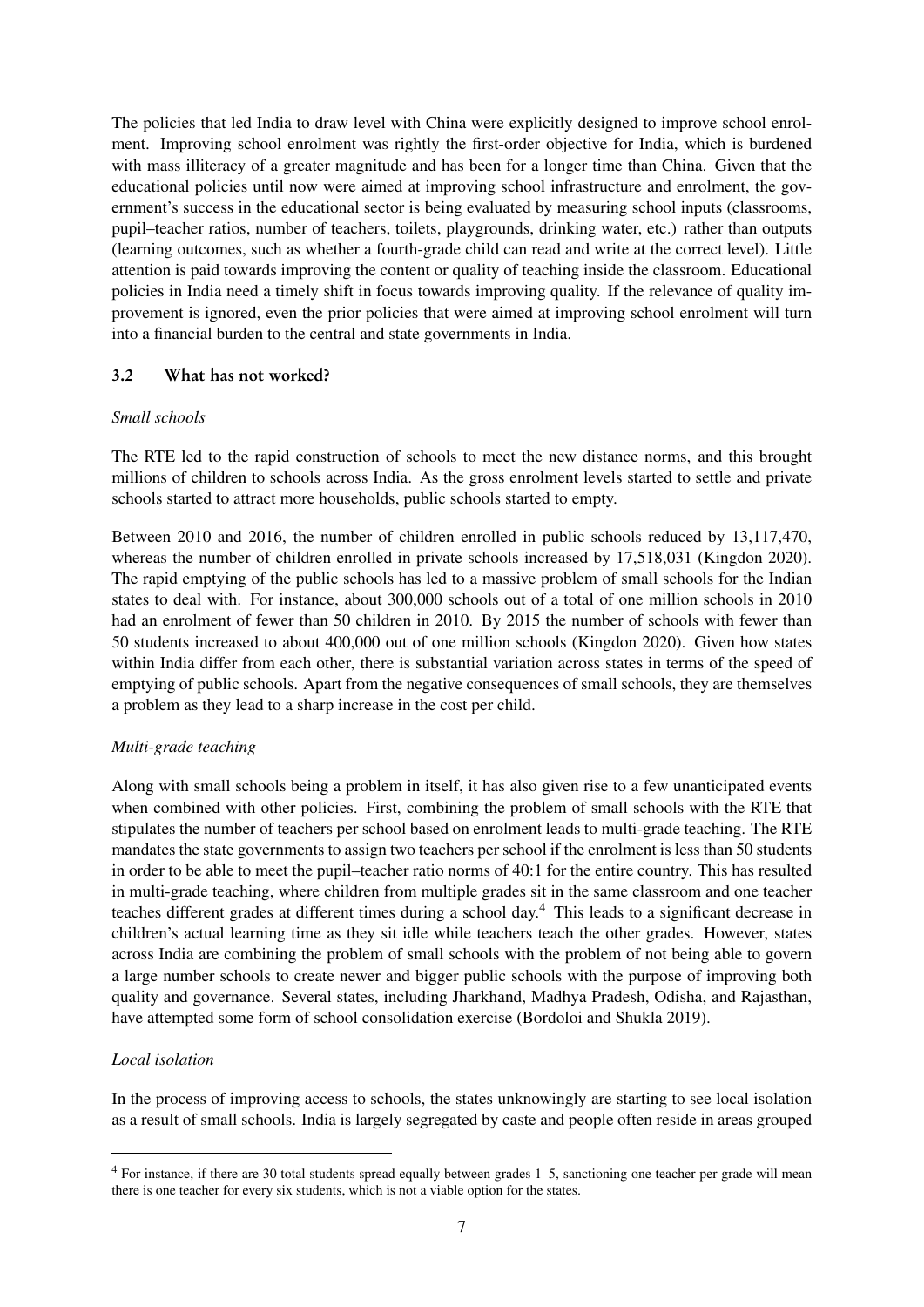The policies that led India to draw level with China were explicitly designed to improve school enrolment. Improving school enrolment was rightly the first-order objective for India, which is burdened with mass illiteracy of a greater magnitude and has been for a longer time than China. Given that the educational policies until now were aimed at improving school infrastructure and enrolment, the government's success in the educational sector is being evaluated by measuring school inputs (classrooms, pupil–teacher ratios, number of teachers, toilets, playgrounds, drinking water, etc.) rather than outputs (learning outcomes, such as whether a fourth-grade child can read and write at the correct level). Little attention is paid towards improving the content or quality of teaching inside the classroom. Educational policies in India need a timely shift in focus towards improving quality. If the relevance of quality improvement is ignored, even the prior policies that were aimed at improving school enrolment will turn into a financial burden to the central and state governments in India.

### 3.2 What has not worked?

*Small schools*

The RTE led to the rapid construction of schools to meet the new distance norms, and this brought millions of children to schools across India. As the gross enrolment levels started to settle and private schools started to attract more households, public schools started to empty.

Between 2010 and 2016, the number of children enrolled in public schools reduced by 13,117,470, whereas the number of children enrolled in private schools increased by 17,518,031 (Kingdon 2020). The rapid emptying of the public schools has led to a massive problem of small schools for the Indian states to deal with. For instance, about 300,000 schools out of a total of one million schools in 2010 had an enrolment of fewer than 50 children in 2010. By 2015 the number of schools with fewer than 50 students increased to about 400,000 out of one million schools (Kingdon 2020). Given how states within India differ from each other, there is substantial variation across states in terms of the speed of emptying of public schools. Apart from the negative consequences of small schools, they are themselves a problem as they lead to a sharp increase in the cost per child.

*Multi-grade teaching*

Along with small schools being a problem in itself, it has also given rise to a few unanticipated events when combined with other policies. First, combining the problem of small schools with the RTE that stipulates the number of teachers per school based on enrolment leads to multi-grade teaching. The RTE mandates the state governments to assign two teachers per school if the enrolment is less than 50 students in order to be able to meet the pupil–teacher ratio norms of 40:1 for the entire country. This has resulted in multi-grade teaching, where children from multiple grades sit in the same classroom and one teacher teaches different grades at different times during a school day.[4] This leads to a significant decrease in children's actual learning time as they sit idle while teachers teach the other grades. However, states across India are combining the problem of small schools with the problem of not being able to govern a large number schools to create newer and bigger public schools with the purpose of improving both quality and governance. Several states, including Jharkhand, Madhya Pradesh, Odisha, and Rajasthan, have attempted some form of school consolidation exercise (Bordoloi and Shukla 2019).

*Local isolation*

In the process of improving access to schools, the states unknowingly are starting to see local isolation as a result of small schools. India is largely segregated by caste and people often reside in areas grouped

[4] For instance, if there are 30 total students spread equally between grades 1–5, sanctioning one teacher per grade will mean there is one teacher for every six students, which is not a viable option for the states.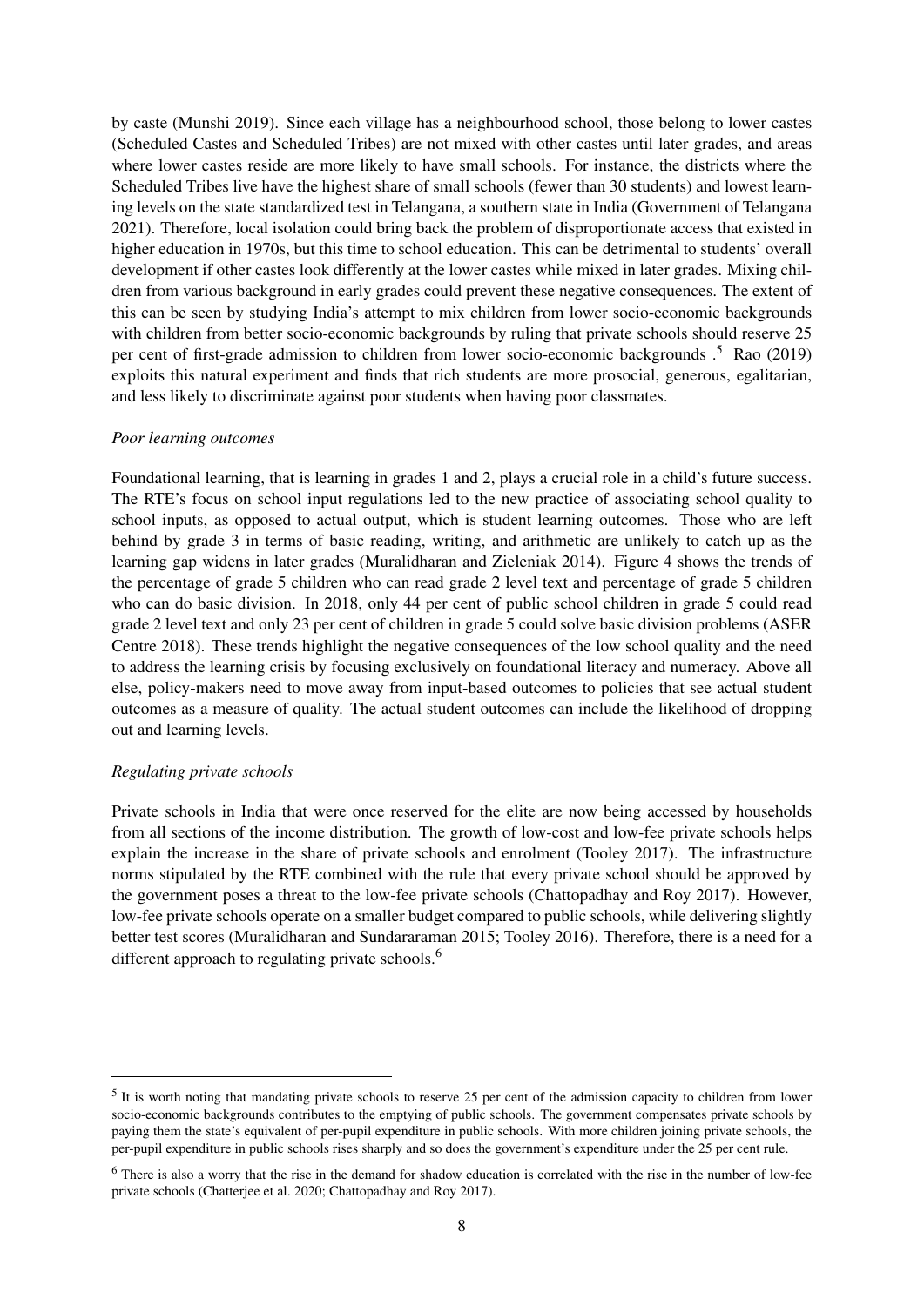by caste (Munshi 2019). Since each village has a neighbourhood school, those belong to lower castes (Scheduled Castes and Scheduled Tribes) are not mixed with other castes until later grades, and areas where lower castes reside are more likely to have small schools. For instance, the districts where the Scheduled Tribes live have the highest share of small schools (fewer than 30 students) and lowest learning levels on the state standardized test in Telangana, a southern state in India (Government of Telangana 2021). Therefore, local isolation could bring back the problem of disproportionate access that existed in higher education in 1970s, but this time to school education. This can be detrimental to students' overall development if other castes look differently at the lower castes while mixed in later grades. Mixing children from various background in early grades could prevent these negative consequences. The extent of this can be seen by studying India's attempt to mix children from lower socio-economic backgrounds with children from better socio-economic backgrounds by ruling that private schools should reserve 25 per cent of first-grade admission to children from lower socio-economic backgrounds .[5] Rao (2019) exploits this natural experiment and finds that rich students are more prosocial, generous, egalitarian, and less likely to discriminate against poor students when having poor classmates.

*Poor learning outcomes*

Foundational learning, that is learning in grades 1 and 2, plays a crucial role in a child's future success. The RTE's focus on school input regulations led to the new practice of associating school quality to school inputs, as opposed to actual output, which is student learning outcomes. Those who are left behind by grade 3 in terms of basic reading, writing, and arithmetic are unlikely to catch up as the learning gap widens in later grades (Muralidharan and Zieleniak 2014). Figure 4 shows the trends of the percentage of grade 5 children who can read grade 2 level text and percentage of grade 5 children who can do basic division. In 2018, only 44 per cent of public school children in grade 5 could read grade 2 level text and only 23 per cent of children in grade 5 could solve basic division problems (ASER Centre 2018). These trends highlight the negative consequences of the low school quality and the need to address the learning crisis by focusing exclusively on foundational literacy and numeracy. Above all else, policy-makers need to move away from input-based outcomes to policies that see actual student outcomes as a measure of quality. The actual student outcomes can include the likelihood of dropping out and learning levels.

*Regulating private schools*

Private schools in India that were once reserved for the elite are now being accessed by households from all sections of the income distribution. The growth of low-cost and low-fee private schools helps explain the increase in the share of private schools and enrolment (Tooley 2017). The infrastructure norms stipulated by the RTE combined with the rule that every private school should be approved by the government poses a threat to the low-fee private schools (Chattopadhay and Roy 2017). However, low-fee private schools operate on a smaller budget compared to public schools, while delivering slightly better test scores (Muralidharan and Sundararaman 2015; Tooley 2016). Therefore, there is a need for a different approach to regulating private schools.[6]

---

[5] It is worth noting that mandating private schools to reserve 25 per cent of the admission capacity to children from lower socio-economic backgrounds contributes to the emptying of public schools. The government compensates private schools by paying them the state's equivalent of per-pupil expenditure in public schools. With more children joining private schools, the per-pupil expenditure in public schools rises sharply and so does the government's expenditure under the 25 per cent rule.

[6] There is also a worry that the rise in the demand for shadow education is correlated with the rise in the number of low-fee private schools (Chatterjee et al. 2020; Chattopadhay and Roy 2017).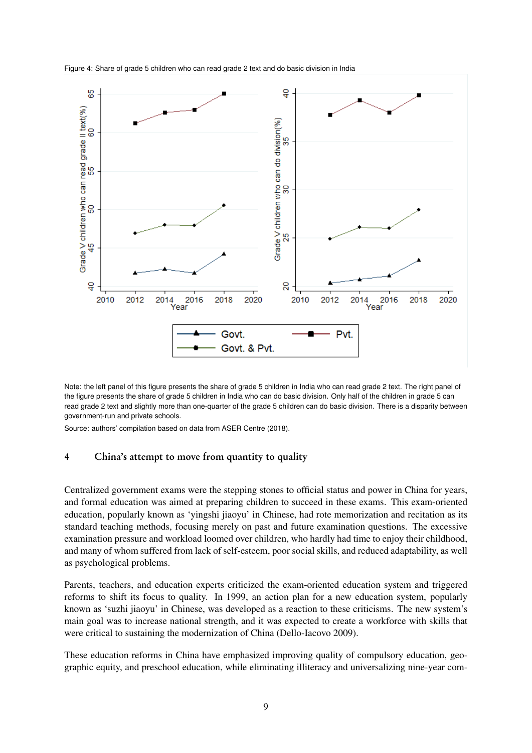Figure 4: Share of grade 5 children who can read grade 2 text and do basic division in India

Note: the left panel of this figure presents the share of grade 5 children in India who can read grade 2 text. The right panel of the figure presents the share of grade 5 children in India who can do basic division. Only half of the children in grade 5 can read grade 2 text and slightly more than one-quarter of the grade 5 children can do basic division. There is a disparity between government-run and private schools.

Source: authors' compilation based on data from ASER Centre (2018).

## 4 China's attempt to move from quantity to quality

Centralized government exams were the stepping stones to official status and power in China for years, and formal education was aimed at preparing children to succeed in these exams. This exam-oriented education, popularly known as 'yingshi jiaoyu' in Chinese, had rote memorization and recitation as its standard teaching methods, focusing merely on past and future examination questions. The excessive examination pressure and workload loomed over children, who hardly had time to enjoy their childhood, and many of whom suffered from lack of self-esteem, poor social skills, and reduced adaptability, as well as psychological problems.

Parents, teachers, and education experts criticized the exam-oriented education system and triggered reforms to shift its focus to quality. In 1999, an action plan for a new education system, popularly known as 'suzhi jiaoyu' in Chinese, was developed as a reaction to these criticisms. The new system's main goal was to increase national strength, and it was expected to create a workforce with skills that were critical to sustaining the modernization of China (Dello-Iacovo 2009).

These education reforms in China have emphasized improving quality of compulsory education, geographic equity, and preschool education, while eliminating illiteracy and universalizing nine-year com-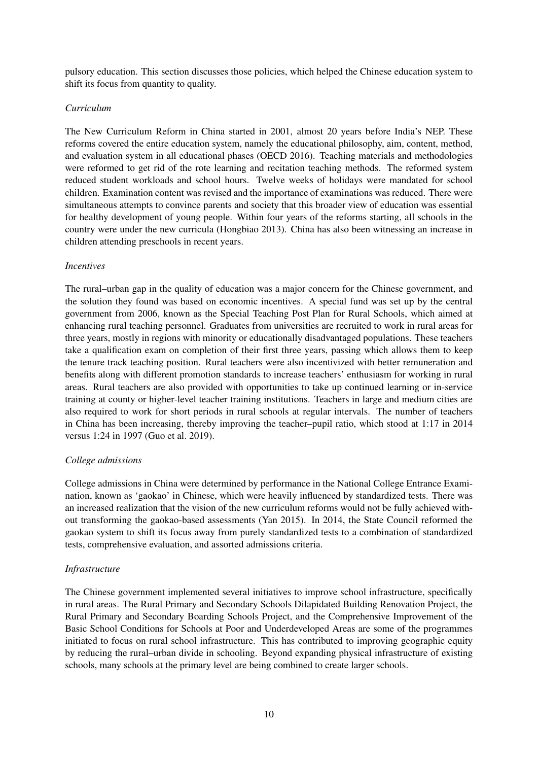pulsory education. This section discusses those policies, which helped the Chinese education system to shift its focus from quantity to quality.

*Curriculum*

The New Curriculum Reform in China started in 2001, almost 20 years before India's NEP. These reforms covered the entire education system, namely the educational philosophy, aim, content, method, and evaluation system in all educational phases (OECD 2016). Teaching materials and methodologies were reformed to get rid of the rote learning and recitation teaching methods. The reformed system reduced student workloads and school hours. Twelve weeks of holidays were mandated for school children. Examination content was revised and the importance of examinations was reduced. There were simultaneous attempts to convince parents and society that this broader view of education was essential for healthy development of young people. Within four years of the reforms starting, all schools in the country were under the new curricula (Hongbiao 2013). China has also been witnessing an increase in children attending preschools in recent years.

*Incentives*

The rural–urban gap in the quality of education was a major concern for the Chinese government, and the solution they found was based on economic incentives. A special fund was set up by the central government from 2006, known as the Special Teaching Post Plan for Rural Schools, which aimed at enhancing rural teaching personnel. Graduates from universities are recruited to work in rural areas for three years, mostly in regions with minority or educationally disadvantaged populations. These teachers take a qualification exam on completion of their first three years, passing which allows them to keep the tenure track teaching position. Rural teachers were also incentivized with better remuneration and benefits along with different promotion standards to increase teachers' enthusiasm for working in rural areas. Rural teachers are also provided with opportunities to take up continued learning or in-service training at county or higher-level teacher training institutions. Teachers in large and medium cities are also required to work for short periods in rural schools at regular intervals. The number of teachers in China has been increasing, thereby improving the teacher–pupil ratio, which stood at 1:17 in 2014 versus 1:24 in 1997 (Guo et al. 2019).

*College admissions*

College admissions in China were determined by performance in the National College Entrance Examination, known as 'gaokao' in Chinese, which were heavily influenced by standardized tests. There was an increased realization that the vision of the new curriculum reforms would not be fully achieved without transforming the gaokao-based assessments (Yan 2015). In 2014, the State Council reformed the gaokao system to shift its focus away from purely standardized tests to a combination of standardized tests, comprehensive evaluation, and assorted admissions criteria.

*Infrastructure*

The Chinese government implemented several initiatives to improve school infrastructure, specifically in rural areas. The Rural Primary and Secondary Schools Dilapidated Building Renovation Project, the Rural Primary and Secondary Boarding Schools Project, and the Comprehensive Improvement of the Basic School Conditions for Schools at Poor and Underdeveloped Areas are some of the programmes initiated to focus on rural school infrastructure. This has contributed to improving geographic equity by reducing the rural–urban divide in schooling. Beyond expanding physical infrastructure of existing schools, many schools at the primary level are being combined to create larger schools.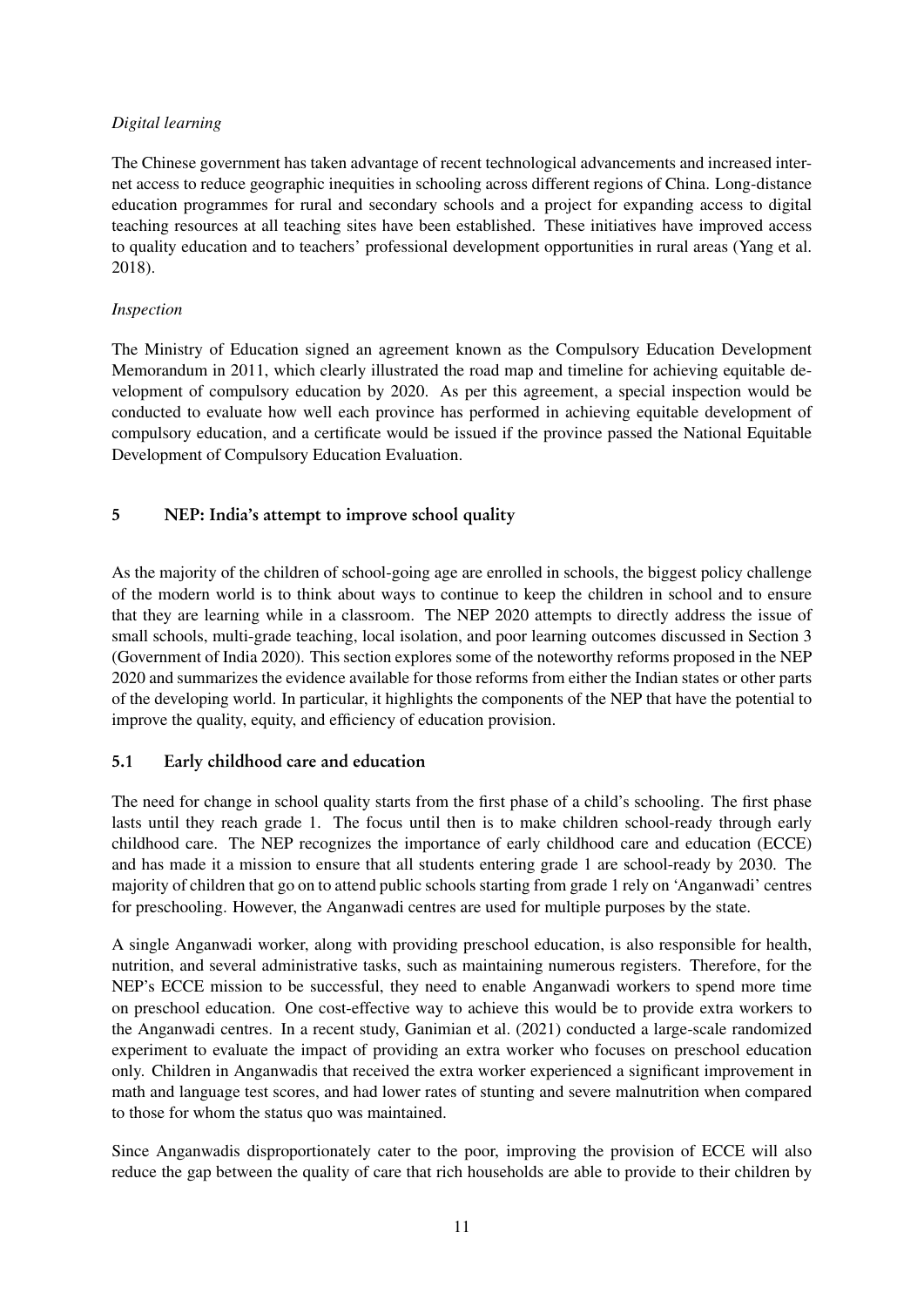*Digital learning*

The Chinese government has taken advantage of recent technological advancements and increased internet access to reduce geographic inequities in schooling across different regions of China. Long-distance education programmes for rural and secondary schools and a project for expanding access to digital teaching resources at all teaching sites have been established. These initiatives have improved access to quality education and to teachers' professional development opportunities in rural areas (Yang et al. 2018).

*Inspection*

The Ministry of Education signed an agreement known as the Compulsory Education Development Memorandum in 2011, which clearly illustrated the road map and timeline for achieving equitable development of compulsory education by 2020. As per this agreement, a special inspection would be conducted to evaluate how well each province has performed in achieving equitable development of compulsory education, and a certificate would be issued if the province passed the National Equitable Development of Compulsory Education Evaluation.

## 5 NEP: India's attempt to improve school quality

As the majority of the children of school-going age are enrolled in schools, the biggest policy challenge of the modern world is to think about ways to continue to keep the children in school and to ensure that they are learning while in a classroom. The NEP 2020 attempts to directly address the issue of small schools, multi-grade teaching, local isolation, and poor learning outcomes discussed in Section 3 (Government of India 2020). This section explores some of the noteworthy reforms proposed in the NEP 2020 and summarizes the evidence available for those reforms from either the Indian states or other parts of the developing world. In particular, it highlights the components of the NEP that have the potential to improve the quality, equity, and efficiency of education provision.

### 5.1 Early childhood care and education

The need for change in school quality starts from the first phase of a child's schooling. The first phase lasts until they reach grade 1. The focus until then is to make children school-ready through early childhood care. The NEP recognizes the importance of early childhood care and education (ECCE) and has made it a mission to ensure that all students entering grade 1 are school-ready by 2030. The majority of children that go on to attend public schools starting from grade 1 rely on 'Anganwadi' centres for preschooling. However, the Anganwadi centres are used for multiple purposes by the state.

A single Anganwadi worker, along with providing preschool education, is also responsible for health, nutrition, and several administrative tasks, such as maintaining numerous registers. Therefore, for the NEP's ECCE mission to be successful, they need to enable Anganwadi workers to spend more time on preschool education. One cost-effective way to achieve this would be to provide extra workers to the Anganwadi centres. In a recent study, Ganimian et al. (2021) conducted a large-scale randomized experiment to evaluate the impact of providing an extra worker who focuses on preschool education only. Children in Anganwadis that received the extra worker experienced a significant improvement in math and language test scores, and had lower rates of stunting and severe malnutrition when compared to those for whom the status quo was maintained.

Since Anganwadis disproportionately cater to the poor, improving the provision of ECCE will also reduce the gap between the quality of care that rich households are able to provide to their children by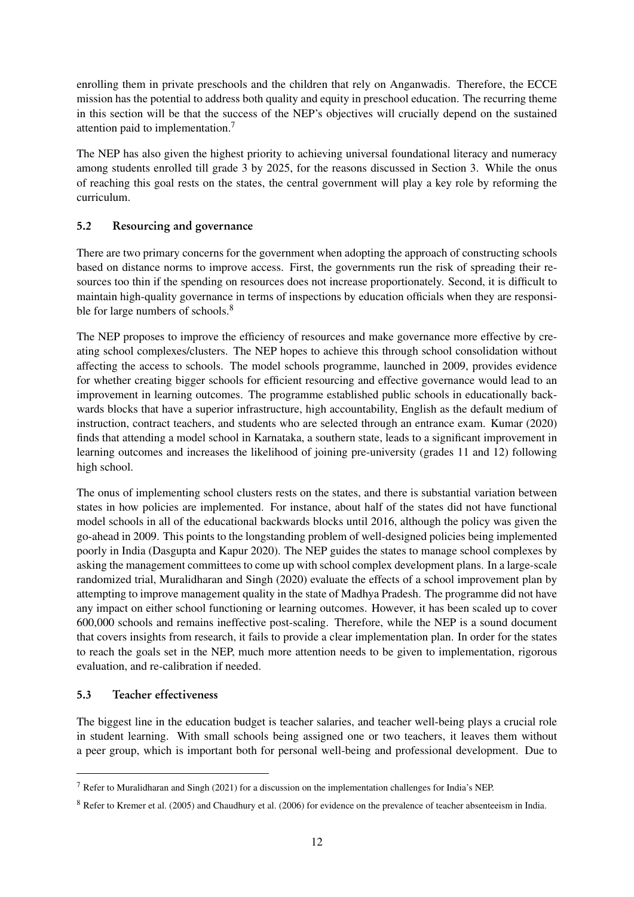enrolling them in private preschools and the children that rely on Anganwadis. Therefore, the ECCE mission has the potential to address both quality and equity in preschool education. The recurring theme in this section will be that the success of the NEP's objectives will crucially depend on the sustained attention paid to implementation.[7]

The NEP has also given the highest priority to achieving universal foundational literacy and numeracy among students enrolled till grade 3 by 2025, for the reasons discussed in Section 3. While the onus of reaching this goal rests on the states, the central government will play a key role by reforming the curriculum.

### 5.2 Resourcing and governance

There are two primary concerns for the government when adopting the approach of constructing schools based on distance norms to improve access. First, the governments run the risk of spreading their resources too thin if the spending on resources does not increase proportionately. Second, it is difficult to maintain high-quality governance in terms of inspections by education officials when they are responsible for large numbers of schools.[8]

The NEP proposes to improve the efficiency of resources and make governance more effective by creating school complexes/clusters. The NEP hopes to achieve this through school consolidation without affecting the access to schools. The model schools programme, launched in 2009, provides evidence for whether creating bigger schools for efficient resourcing and effective governance would lead to an improvement in learning outcomes. The programme established public schools in educationally backwards blocks that have a superior infrastructure, high accountability, English as the default medium of instruction, contract teachers, and students who are selected through an entrance exam. Kumar (2020) finds that attending a model school in Karnataka, a southern state, leads to a significant improvement in learning outcomes and increases the likelihood of joining pre-university (grades 11 and 12) following high school.

The onus of implementing school clusters rests on the states, and there is substantial variation between states in how policies are implemented. For instance, about half of the states did not have functional model schools in all of the educational backwards blocks until 2016, although the policy was given the go-ahead in 2009. This points to the longstanding problem of well-designed policies being implemented poorly in India (Dasgupta and Kapur 2020). The NEP guides the states to manage school complexes by asking the management committees to come up with school complex development plans. In a large-scale randomized trial, Muralidharan and Singh (2020) evaluate the effects of a school improvement plan by attempting to improve management quality in the state of Madhya Pradesh. The programme did not have any impact on either school functioning or learning outcomes. However, it has been scaled up to cover 600,000 schools and remains ineffective post-scaling. Therefore, while the NEP is a sound document that covers insights from research, it fails to provide a clear implementation plan. In order for the states to reach the goals set in the NEP, much more attention needs to be given to implementation, rigorous evaluation, and re-calibration if needed.

### 5.3 Teacher effectiveness

The biggest line in the education budget is teacher salaries, and teacher well-being plays a crucial role in student learning. With small schools being assigned one or two teachers, it leaves them without a peer group, which is important both for personal well-being and professional development. Due to

---

[7] Refer to Muralidharan and Singh (2021) for a discussion on the implementation challenges for India's NEP.

[8] Refer to Kremer et al. (2005) and Chaudhury et al. (2006) for evidence on the prevalence of teacher absenteeism in India.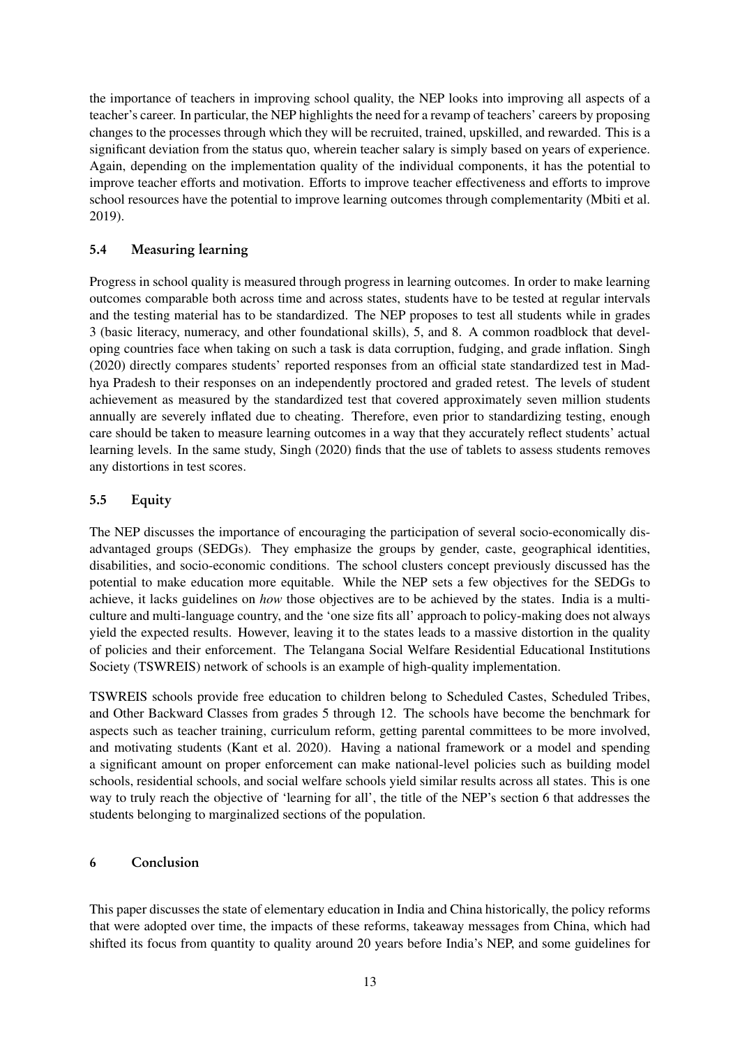the importance of teachers in improving school quality, the NEP looks into improving all aspects of a teacher's career. In particular, the NEP highlights the need for a revamp of teachers' careers by proposing changes to the processes through which they will be recruited, trained, upskilled, and rewarded. This is a significant deviation from the status quo, wherein teacher salary is simply based on years of experience. Again, depending on the implementation quality of the individual components, it has the potential to improve teacher efforts and motivation. Efforts to improve teacher effectiveness and efforts to improve school resources have the potential to improve learning outcomes through complementarity (Mbiti et al. 2019).

### 5.4 Measuring learning

Progress in school quality is measured through progress in learning outcomes. In order to make learning outcomes comparable both across time and across states, students have to be tested at regular intervals and the testing material has to be standardized. The NEP proposes to test all students while in grades 3 (basic literacy, numeracy, and other foundational skills), 5, and 8. A common roadblock that developing countries face when taking on such a task is data corruption, fudging, and grade inflation. Singh (2020) directly compares students' reported responses from an official state standardized test in Madhya Pradesh to their responses on an independently proctored and graded retest. The levels of student achievement as measured by the standardized test that covered approximately seven million students annually are severely inflated due to cheating. Therefore, even prior to standardizing testing, enough care should be taken to measure learning outcomes in a way that they accurately reflect students' actual learning levels. In the same study, Singh (2020) finds that the use of tablets to assess students removes any distortions in test scores.

### 5.5 Equity

The NEP discusses the importance of encouraging the participation of several socio-economically disadvantaged groups (SEDGs). They emphasize the groups by gender, caste, geographical identities, disabilities, and socio-economic conditions. The school clusters concept previously discussed has the potential to make education more equitable. While the NEP sets a few objectives for the SEDGs to achieve, it lacks guidelines on *how* those objectives are to be achieved by the states. India is a multi-culture and multi-language country, and the 'one size fits all' approach to policy-making does not always yield the expected results. However, leaving it to the states leads to a massive distortion in the quality of policies and their enforcement. The Telangana Social Welfare Residential Educational Institutions Society (TSWREIS) network of schools is an example of high-quality implementation.

TSWREIS schools provide free education to children belong to Scheduled Castes, Scheduled Tribes, and Other Backward Classes from grades 5 through 12. The schools have become the benchmark for aspects such as teacher training, curriculum reform, getting parental committees to be more involved, and motivating students (Kant et al. 2020). Having a national framework or a model and spending a significant amount on proper enforcement can make national-level policies such as building model schools, residential schools, and social welfare schools yield similar results across all states. This is one way to truly reach the objective of 'learning for all', the title of the NEP's section 6 that addresses the students belonging to marginalized sections of the population.

## 6 Conclusion

This paper discusses the state of elementary education in India and China historically, the policy reforms that were adopted over time, the impacts of these reforms, takeaway messages from China, which had shifted its focus from quantity to quality around 20 years before India's NEP, and some guidelines for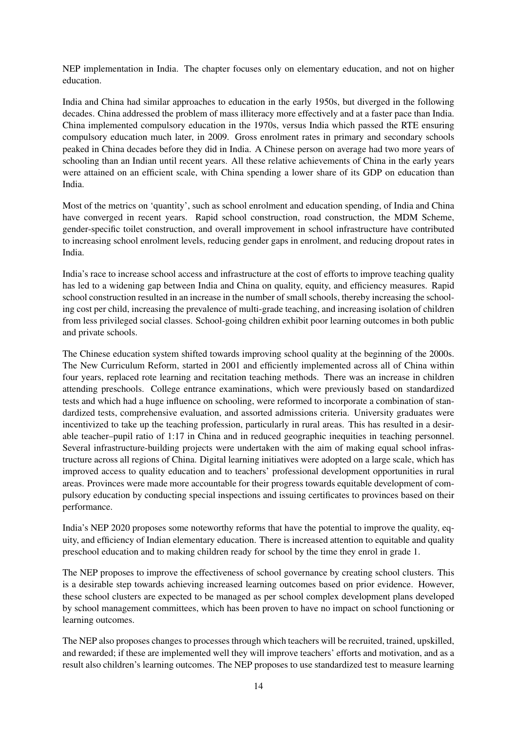NEP implementation in India. The chapter focuses only on elementary education, and not on higher education.

India and China had similar approaches to education in the early 1950s, but diverged in the following decades. China addressed the problem of mass illiteracy more effectively and at a faster pace than India. China implemented compulsory education in the 1970s, versus India which passed the RTE ensuring compulsory education much later, in 2009. Gross enrolment rates in primary and secondary schools peaked in China decades before they did in India. A Chinese person on average had two more years of schooling than an Indian until recent years. All these relative achievements of China in the early years were attained on an efficient scale, with China spending a lower share of its GDP on education than India.

Most of the metrics on 'quantity', such as school enrolment and education spending, of India and China have converged in recent years. Rapid school construction, road construction, the MDM Scheme, gender-specific toilet construction, and overall improvement in school infrastructure have contributed to increasing school enrolment levels, reducing gender gaps in enrolment, and reducing dropout rates in India.

India's race to increase school access and infrastructure at the cost of efforts to improve teaching quality has led to a widening gap between India and China on quality, equity, and efficiency measures. Rapid school construction resulted in an increase in the number of small schools, thereby increasing the schooling cost per child, increasing the prevalence of multi-grade teaching, and increasing isolation of children from less privileged social classes. School-going children exhibit poor learning outcomes in both public and private schools.

The Chinese education system shifted towards improving school quality at the beginning of the 2000s. The New Curriculum Reform, started in 2001 and efficiently implemented across all of China within four years, replaced rote learning and recitation teaching methods. There was an increase in children attending preschools. College entrance examinations, which were previously based on standardized tests and which had a huge influence on schooling, were reformed to incorporate a combination of standardized tests, comprehensive evaluation, and assorted admissions criteria. University graduates were incentivized to take up the teaching profession, particularly in rural areas. This has resulted in a desirable teacher–pupil ratio of 1:17 in China and in reduced geographic inequities in teaching personnel. Several infrastructure-building projects were undertaken with the aim of making equal school infrastructure across all regions of China. Digital learning initiatives were adopted on a large scale, which has improved access to quality education and to teachers' professional development opportunities in rural areas. Provinces were made more accountable for their progress towards equitable development of compulsory education by conducting special inspections and issuing certificates to provinces based on their performance.

India's NEP 2020 proposes some noteworthy reforms that have the potential to improve the quality, equity, and efficiency of Indian elementary education. There is increased attention to equitable and quality preschool education and to making children ready for school by the time they enrol in grade 1.

The NEP proposes to improve the effectiveness of school governance by creating school clusters. This is a desirable step towards achieving increased learning outcomes based on prior evidence. However, these school clusters are expected to be managed as per school complex development plans developed by school management committees, which has been proven to have no impact on school functioning or learning outcomes.

The NEP also proposes changes to processes through which teachers will be recruited, trained, upskilled, and rewarded; if these are implemented well they will improve teachers' efforts and motivation, and as a result also children's learning outcomes. The NEP proposes to use standardized test to measure learning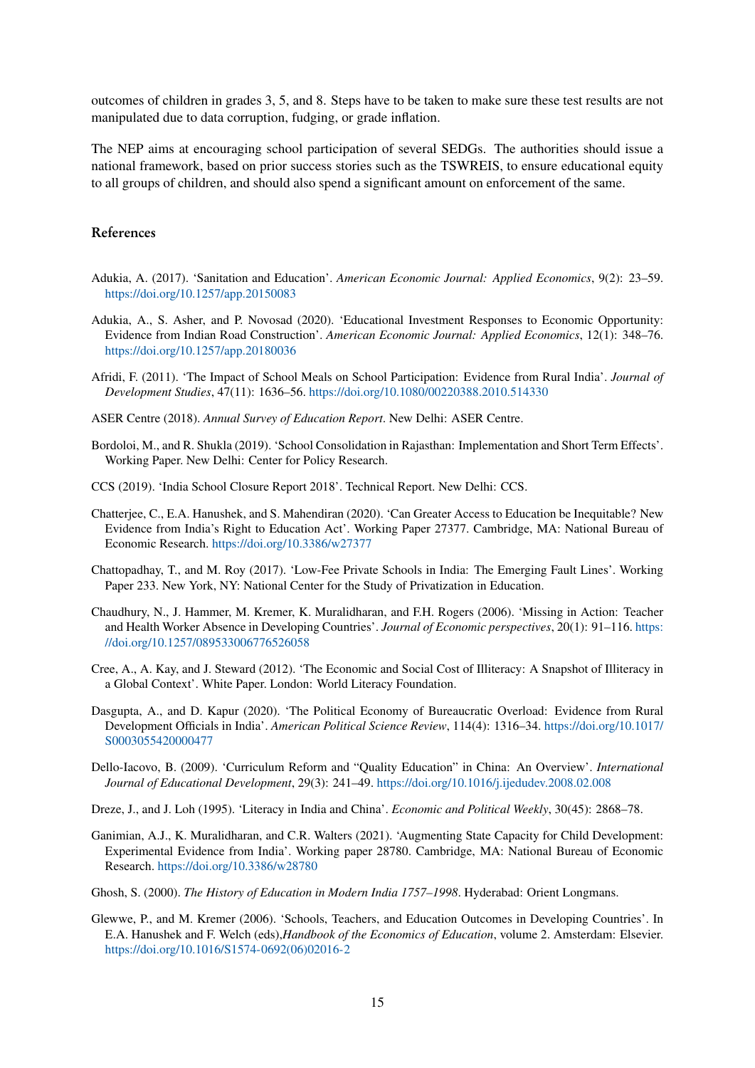outcomes of children in grades 3, 5, and 8. Steps have to be taken to make sure these test results are not manipulated due to data corruption, fudging, or grade inflation.

The NEP aims at encouraging school participation of several SEDGs. The authorities should issue a national framework, based on prior success stories such as the TSWREIS, to ensure educational equity to all groups of children, and should also spend a significant amount on enforcement of the same.

## References

Adukia, A. (2017). 'Sanitation and Education'. *American Economic Journal: Applied Economics*, 9(2): 23–59. https://doi.org/10.1257/app.20150083

Adukia, A., S. Asher, and P. Novosad (2020). 'Educational Investment Responses to Economic Opportunity: Evidence from Indian Road Construction'. *American Economic Journal: Applied Economics*, 12(1): 348–76. https://doi.org/10.1257/app.20180036

Afridi, F. (2011). 'The Impact of School Meals on School Participation: Evidence from Rural India'. *Journal of Development Studies*, 47(11): 1636–56. https://doi.org/10.1080/00220388.2010.514330

ASER Centre (2018). *Annual Survey of Education Report*. New Delhi: ASER Centre.

Bordoloi, M., and R. Shukla (2019). 'School Consolidation in Rajasthan: Implementation and Short Term Effects'. Working Paper. New Delhi: Center for Policy Research.

CCS (2019). 'India School Closure Report 2018'. Technical Report. New Delhi: CCS.

Chatterjee, C., E.A. Hanushek, and S. Mahendiran (2020). 'Can Greater Access to Education be Inequitable? New Evidence from India's Right to Education Act'. Working Paper 27377. Cambridge, MA: National Bureau of Economic Research. https://doi.org/10.3386/w27377

Chattopadhay, T., and M. Roy (2017). 'Low-Fee Private Schools in India: The Emerging Fault Lines'. Working Paper 233. New York, NY: National Center for the Study of Privatization in Education.

Chaudhury, N., J. Hammer, M. Kremer, K. Muralidharan, and F.H. Rogers (2006). 'Missing in Action: Teacher and Health Worker Absence in Developing Countries'. *Journal of Economic perspectives*, 20(1): 91–116. https://doi.org/10.1257/089533006776526058

Cree, A., A. Kay, and J. Steward (2012). 'The Economic and Social Cost of Illiteracy: A Snapshot of Illiteracy in a Global Context'. White Paper. London: World Literacy Foundation.

Dasgupta, A., and D. Kapur (2020). 'The Political Economy of Bureaucratic Overload: Evidence from Rural Development Officials in India'. *American Political Science Review*, 114(4): 1316–34. https://doi.org/10.1017/S0003055420000477

Dello-Iacovo, B. (2009). 'Curriculum Reform and "Quality Education" in China: An Overview'. *International Journal of Educational Development*, 29(3): 241–49. https://doi.org/10.1016/j.ijedudev.2008.02.008

Dreze, J., and J. Loh (1995). 'Literacy in India and China'. *Economic and Political Weekly*, 30(45): 2868–78.

Ganimian, A.J., K. Muralidharan, and C.R. Walters (2021). 'Augmenting State Capacity for Child Development: Experimental Evidence from India'. Working paper 28780. Cambridge, MA: National Bureau of Economic Research. https://doi.org/10.3386/w28780

Ghosh, S. (2000). *The History of Education in Modern India 1757–1998*. Hyderabad: Orient Longmans.

Glewwe, P., and M. Kremer (2006). 'Schools, Teachers, and Education Outcomes in Developing Countries'. In E.A. Hanushek and F. Welch (eds),*Handbook of the Economics of Education*, volume 2. Amsterdam: Elsevier. https://doi.org/10.1016/S1574-0692(06)02016-2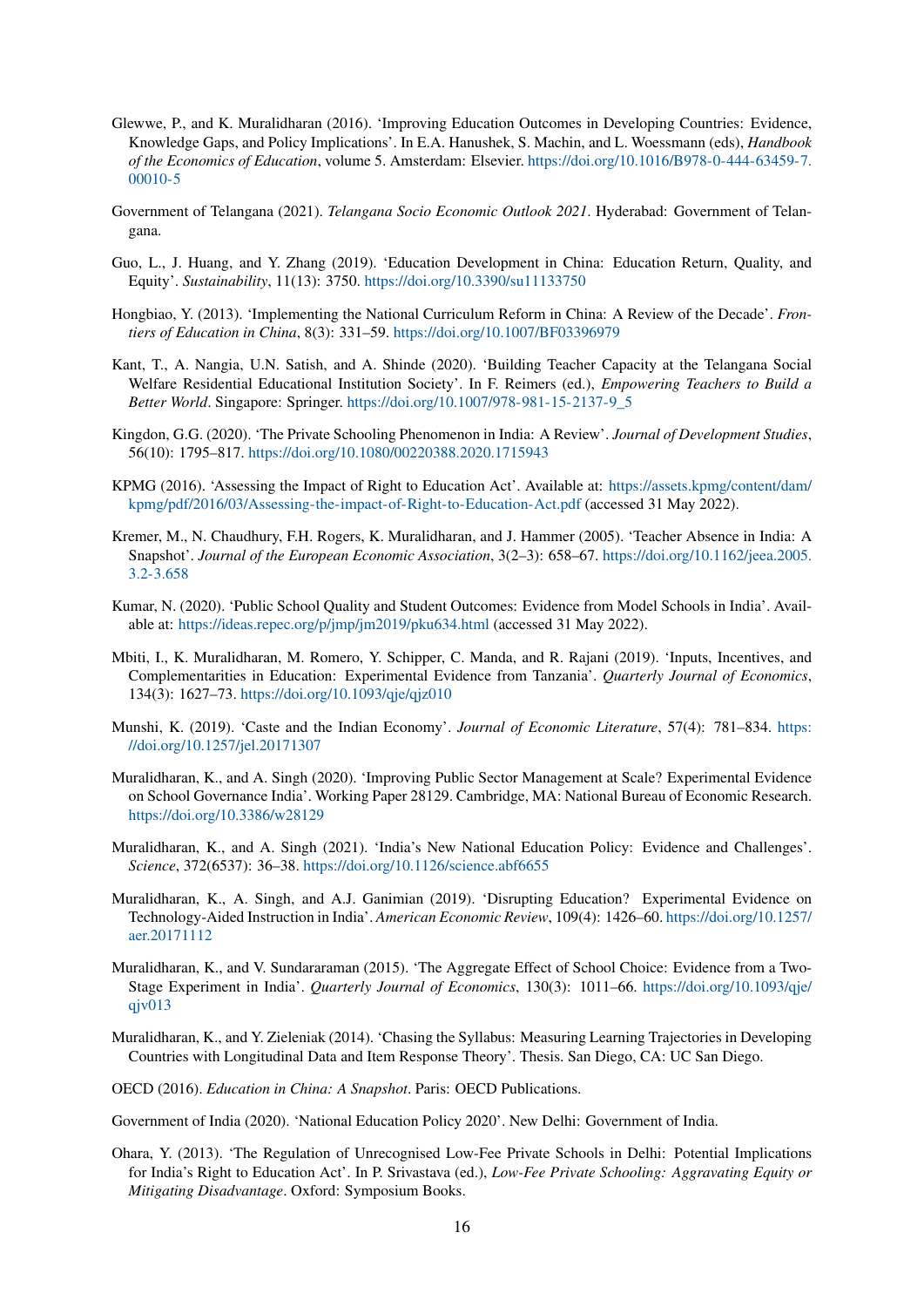Glewwe, P., and K. Muralidharan (2016). 'Improving Education Outcomes in Developing Countries: Evidence, Knowledge Gaps, and Policy Implications'. In E.A. Hanushek, S. Machin, and L. Woessmann (eds), *Handbook of the Economics of Education*, volume 5. Amsterdam: Elsevier. https://doi.org/10.1016/B978-0-444-63459-7.00010-5

Government of Telangana (2021). *Telangana Socio Economic Outlook 2021*. Hyderabad: Government of Telangana.

Guo, L., J. Huang, and Y. Zhang (2019). 'Education Development in China: Education Return, Quality, and Equity'. *Sustainability*, 11(13): 3750. https://doi.org/10.3390/su11133750

Hongbiao, Y. (2013). 'Implementing the National Curriculum Reform in China: A Review of the Decade'. *Frontiers of Education in China*, 8(3): 331–59. https://doi.org/10.1007/BF03396979

Kant, T., A. Nangia, U.N. Satish, and A. Shinde (2020). 'Building Teacher Capacity at the Telangana Social Welfare Residential Educational Institution Society'. In F. Reimers (ed.), *Empowering Teachers to Build a Better World*. Singapore: Springer. https://doi.org/10.1007/978-981-15-2137-9_5

Kingdon, G.G. (2020). 'The Private Schooling Phenomenon in India: A Review'. *Journal of Development Studies*, 56(10): 1795–817. https://doi.org/10.1080/00220388.2020.1715943

KPMG (2016). 'Assessing the Impact of Right to Education Act'. Available at: https://assets.kpmg/content/dam/kpmg/pdf/2016/03/Assessing-the-impact-of-Right-to-Education-Act.pdf (accessed 31 May 2022).

Kremer, M., N. Chaudhury, F.H. Rogers, K. Muralidharan, and J. Hammer (2005). 'Teacher Absence in India: A Snapshot'. *Journal of the European Economic Association*, 3(2–3): 658–67. https://doi.org/10.1162/jeea.2005.3.2-3.658

Kumar, N. (2020). 'Public School Quality and Student Outcomes: Evidence from Model Schools in India'. Available at: https://ideas.repec.org/p/jmp/jm2019/pku634.html (accessed 31 May 2022).

Mbiti, I., K. Muralidharan, M. Romero, Y. Schipper, C. Manda, and R. Rajani (2019). 'Inputs, Incentives, and Complementarities in Education: Experimental Evidence from Tanzania'. *Quarterly Journal of Economics*, 134(3): 1627–73. https://doi.org/10.1093/qje/qjz010

Munshi, K. (2019). 'Caste and the Indian Economy'. *Journal of Economic Literature*, 57(4): 781–834. https://doi.org/10.1257/jel.20171307

Muralidharan, K., and A. Singh (2020). 'Improving Public Sector Management at Scale? Experimental Evidence on School Governance India'. Working Paper 28129. Cambridge, MA: National Bureau of Economic Research. https://doi.org/10.3386/w28129

Muralidharan, K., and A. Singh (2021). 'India's New National Education Policy: Evidence and Challenges'. *Science*, 372(6537): 36–38. https://doi.org/10.1126/science.abf6655

Muralidharan, K., A. Singh, and A.J. Ganimian (2019). 'Disrupting Education? Experimental Evidence on Technology-Aided Instruction in India'. *American Economic Review*, 109(4): 1426–60. https://doi.org/10.1257/aer.20171112

Muralidharan, K., and V. Sundararaman (2015). 'The Aggregate Effect of School Choice: Evidence from a Two-Stage Experiment in India'. *Quarterly Journal of Economics*, 130(3): 1011–66. https://doi.org/10.1093/qje/qjv013

Muralidharan, K., and Y. Zieleniak (2014). 'Chasing the Syllabus: Measuring Learning Trajectories in Developing Countries with Longitudinal Data and Item Response Theory'. Thesis. San Diego, CA: UC San Diego.

OECD (2016). *Education in China: A Snapshot*. Paris: OECD Publications.

Government of India (2020). 'National Education Policy 2020'. New Delhi: Government of India.

Ohara, Y. (2013). 'The Regulation of Unrecognised Low-Fee Private Schools in Delhi: Potential Implications for India's Right to Education Act'. In P. Srivastava (ed.), *Low-Fee Private Schooling: Aggravating Equity or Mitigating Disadvantage*. Oxford: Symposium Books.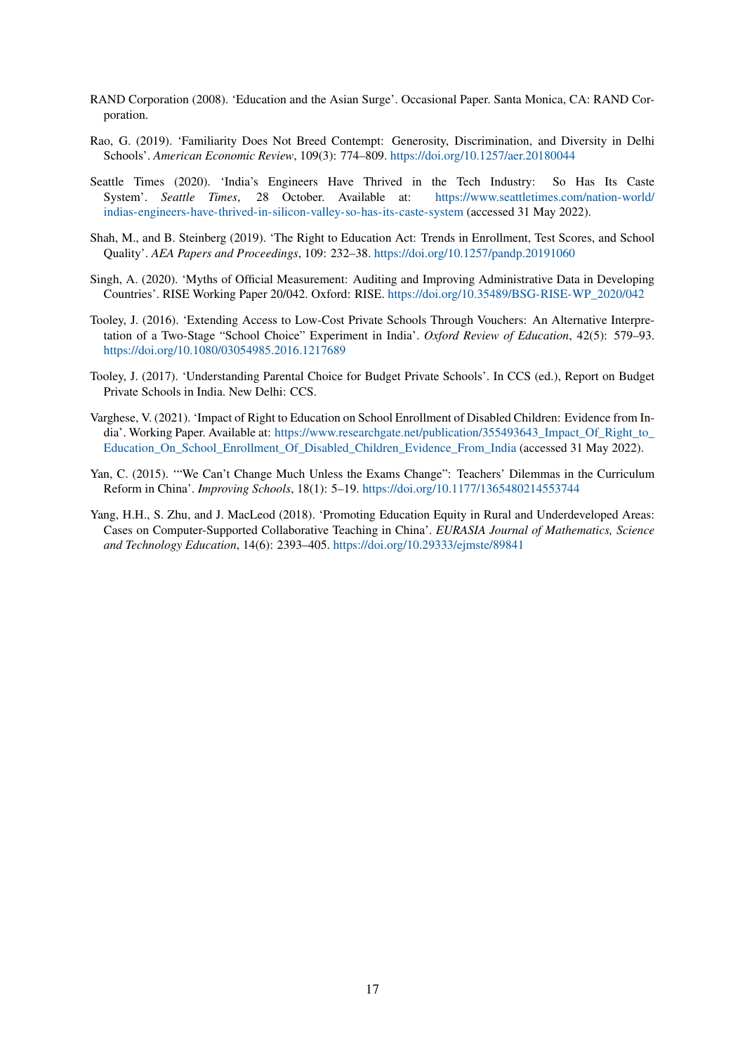RAND Corporation (2008). 'Education and the Asian Surge'. Occasional Paper. Santa Monica, CA: RAND Corporation.

Rao, G. (2019). 'Familiarity Does Not Breed Contempt: Generosity, Discrimination, and Diversity in Delhi Schools'. *American Economic Review*, 109(3): 774–809. https://doi.org/10.1257/aer.20180044

Seattle Times (2020). 'India's Engineers Have Thrived in the Tech Industry: So Has Its Caste System'. *Seattle Times*, 28 October. Available at: https://www.seattletimes.com/nation-world/indias-engineers-have-thrived-in-silicon-valley-so-has-its-caste-system (accessed 31 May 2022).

Shah, M., and B. Steinberg (2019). 'The Right to Education Act: Trends in Enrollment, Test Scores, and School Quality'. *AEA Papers and Proceedings*, 109: 232–38. https://doi.org/10.1257/pandp.20191060

Singh, A. (2020). 'Myths of Official Measurement: Auditing and Improving Administrative Data in Developing Countries'. RISE Working Paper 20/042. Oxford: RISE. https://doi.org/10.35489/BSG-RISE-WP_2020/042

Tooley, J. (2016). 'Extending Access to Low-Cost Private Schools Through Vouchers: An Alternative Interpretation of a Two-Stage "School Choice" Experiment in India'. *Oxford Review of Education*, 42(5): 579–93. https://doi.org/10.1080/03054985.2016.1217689

Tooley, J. (2017). 'Understanding Parental Choice for Budget Private Schools'. In CCS (ed.), Report on Budget Private Schools in India. New Delhi: CCS.

Varghese, V. (2021). 'Impact of Right to Education on School Enrollment of Disabled Children: Evidence from India'. Working Paper. Available at: https://www.researchgate.net/publication/355493643_Impact_Of_Right_to_Education_On_School_Enrollment_Of_Disabled_Children_Evidence_From_India (accessed 31 May 2022).

Yan, C. (2015). '"We Can't Change Much Unless the Exams Change": Teachers' Dilemmas in the Curriculum Reform in China'. *Improving Schools*, 18(1): 5–19. https://doi.org/10.1177/1365480214553744

Yang, H.H., S. Zhu, and J. MacLeod (2018). 'Promoting Education Equity in Rural and Underdeveloped Areas: Cases on Computer-Supported Collaborative Teaching in China'. *EURASIA Journal of Mathematics, Science and Technology Education*, 14(6): 2393–405. https://doi.org/10.29333/ejmste/89841